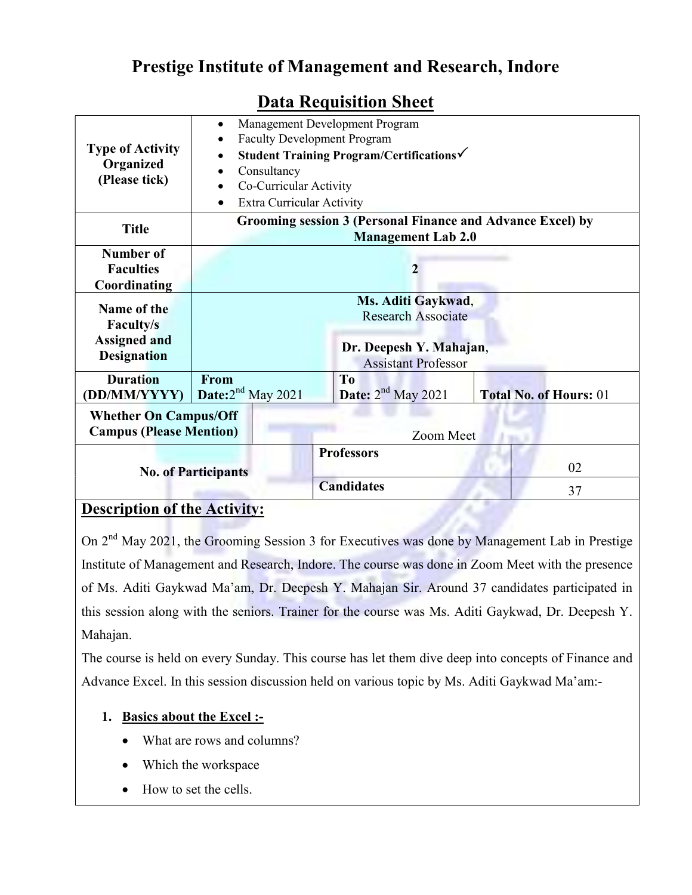# Prestige Institute of Management and Research, Indore

## Data Requisition Sheet

| | | | |
|---|---|---|---|
| **Type of Activity Organized (Please tick)** | • Management Development Program<br>• Faculty Development Program<br>• **Student Training Program/Certifications✓**<br>• Consultancy<br>• Co-Curricular Activity<br>• Extra Curricular Activity | | |
| **Title** | **Grooming session 3 (Personal Finance and Advance Excel) by Management Lab 2.0** | | |
| **Number of Faculties Coordinating** | **2** | | |
| **Name of the Faculty/s Assigned and Designation** | **Ms. Aditi Gaykwad**, Research Associate<br><br>**Dr. Deepesh Y. Mahajan**, Assistant Professor | | |
| **Duration (DD/MM/YYYY)** | **From Date:** 2nd May 2021 | **To Date:** 2nd May 2021 | **Total No. of Hours:** 01 |
| **Whether On Campus/Off Campus (Please Mention)** | Zoom Meet | | |
| **No. of Participants** | **Professors** | 02 | |
| | **Candidates** | 37 | |

## Description of the Activity:

On 2nd May 2021, the Grooming Session 3 for Executives was done by Management Lab in Prestige Institute of Management and Research, Indore. The course was done in Zoom Meet with the presence of Ms. Aditi Gaykwad Ma'am, Dr. Deepesh Y. Mahajan Sir. Around 37 candidates participated in this session along with the seniors. Trainer for the course was Ms. Aditi Gaykwad, Dr. Deepesh Y. Mahajan.

The course is held on every Sunday. This course has let them dive deep into concepts of Finance and Advance Excel. In this session discussion held on various topic by Ms. Aditi Gaykwad Ma'am:-

1. **Basics about the Excel :-**
   - What are rows and columns?
   - Which the workspace
   - How to set the cells.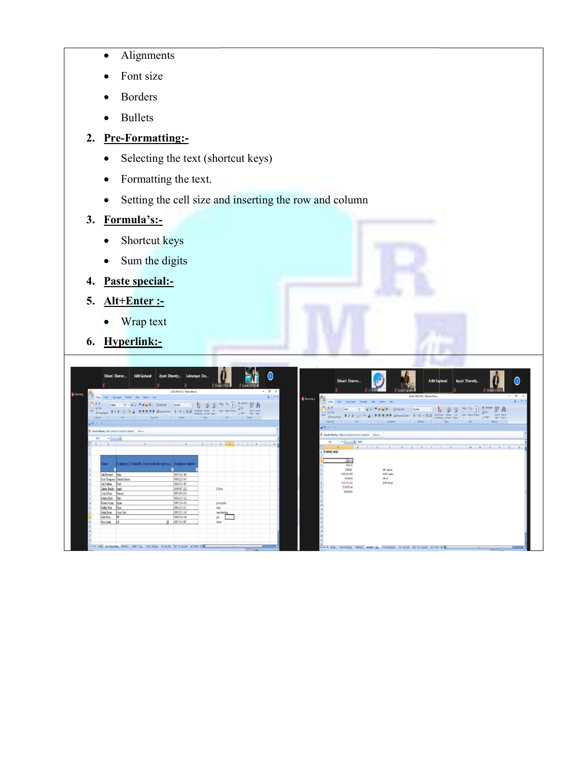- Alignments
- Font size
- Borders
- Bullets

2. **Pre-Formatting:-**
   - Selecting the text (shortcut keys)
   - Formatting the text.
   - Setting the cell size and inserting the row and column
3. **Formula's:-**
   - Shortcut keys
   - Sum the digits
4. **Paste special:-**
5. **Alt+Enter :-**
   - Wrap text
6. **Hyperlink:-**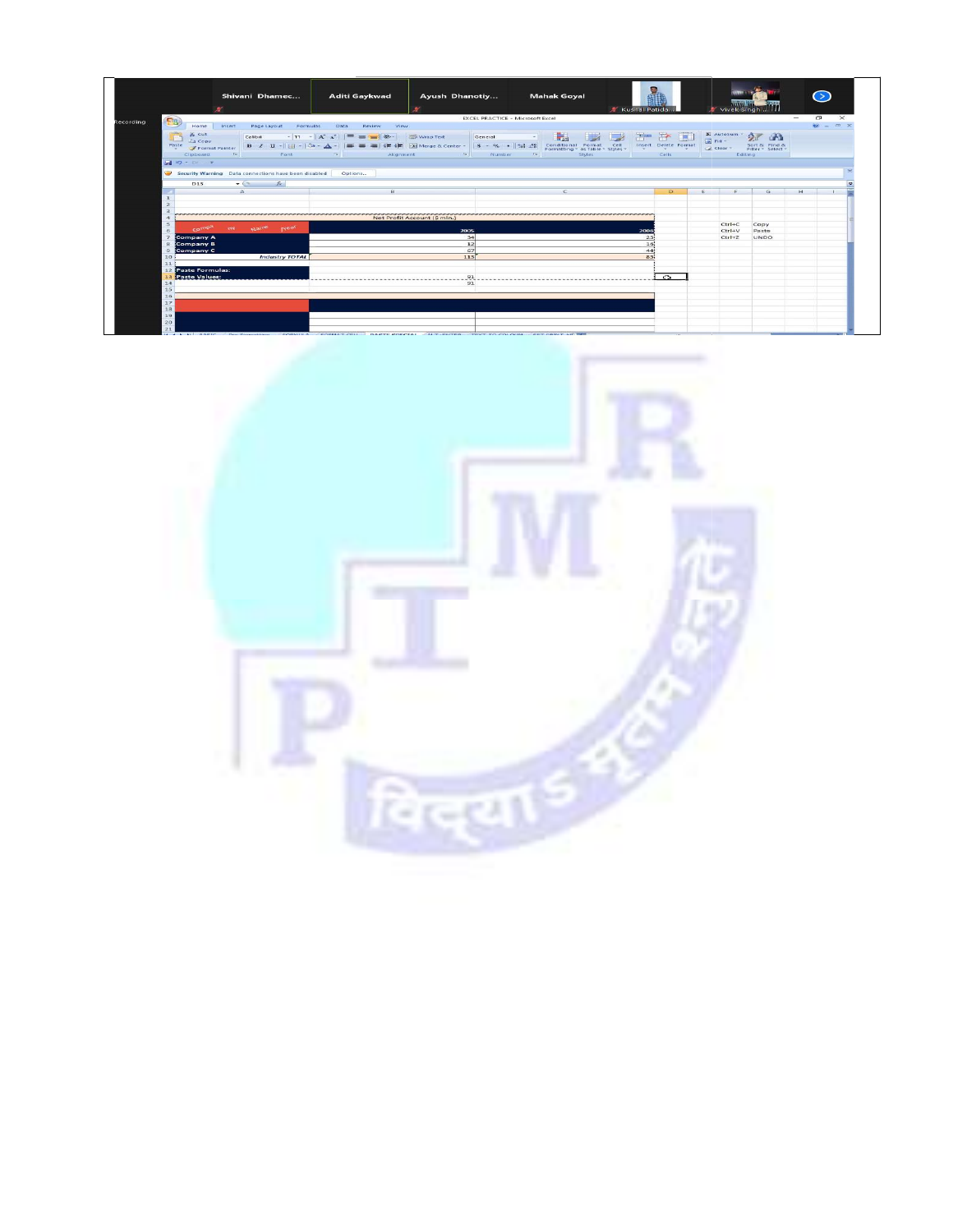Net Profit Account ($ mln.)

| Company Name / Year | 2005 | 2006 |
|---|---|---|
| Company A | 34 | 25 |
| Company B | 12 | 16 |
| Company C | 67 | 44 |
| Industry TOTAL | 113 | 85 |
| Paste Formulas: | | |
| Paste Values: | 91 | |
| | 91 | |

| | |
|---|---|
| Ctrl+C | Copy |
| Ctrl+V | Paste |
| Ctrl+Z | UNDO |